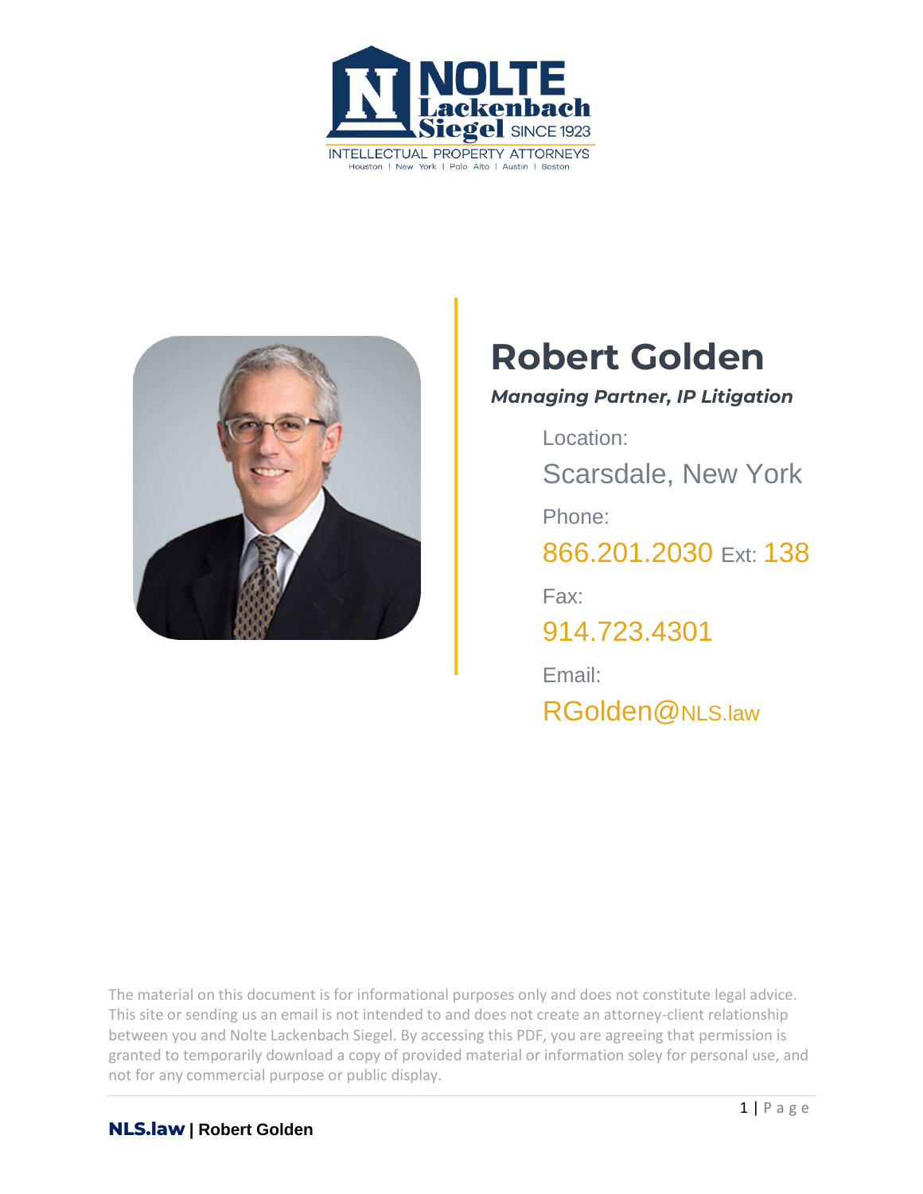NOLTE Lackenbach Siegel SINCE 1923

INTELLECTUAL PROPERTY ATTORNEYS

Houston | New York | Palo Alto | Austin | Boston

# Robert Golden

***Managing Partner, IP Litigation***

Location:

Scarsdale, New York

Phone:

866.201.2030 Ext: 138

Fax:

914.723.4301

Email:

RGolden@NLS.law

The material on this document is for informational purposes only and does not constitute legal advice. This site or sending us an email is not intended to and does not create an attorney-client relationship between you and Nolte Lackenbach Siegel. By accessing this PDF, you are agreeing that permission is granted to temporarily download a copy of provided material or information soley for personal use, and not for any commercial purpose or public display.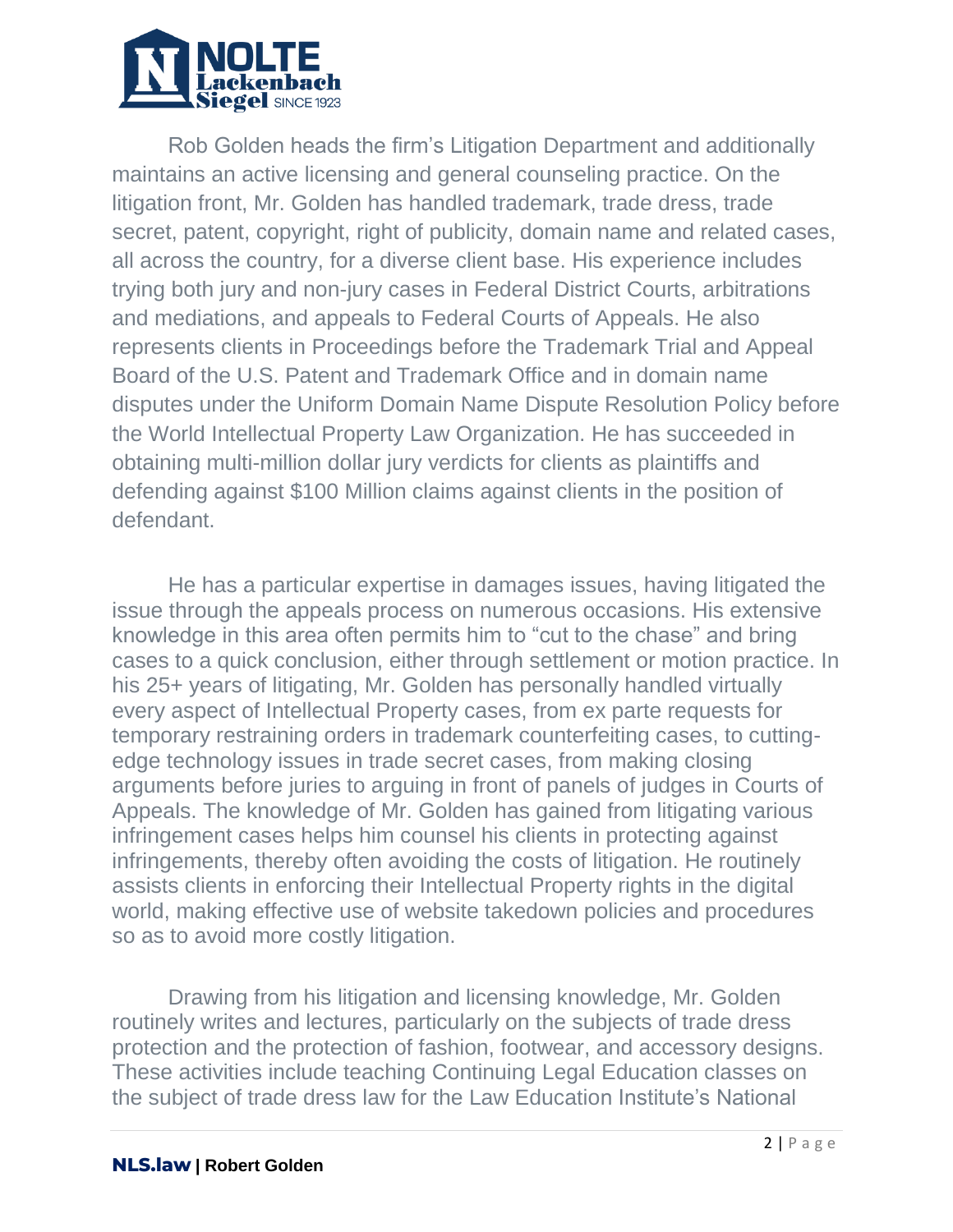Rob Golden heads the firm's Litigation Department and additionally maintains an active licensing and general counseling practice. On the litigation front, Mr. Golden has handled trademark, trade dress, trade secret, patent, copyright, right of publicity, domain name and related cases, all across the country, for a diverse client base. His experience includes trying both jury and non-jury cases in Federal District Courts, arbitrations and mediations, and appeals to Federal Courts of Appeals. He also represents clients in Proceedings before the Trademark Trial and Appeal Board of the U.S. Patent and Trademark Office and in domain name disputes under the Uniform Domain Name Dispute Resolution Policy before the World Intellectual Property Law Organization. He has succeeded in obtaining multi-million dollar jury verdicts for clients as plaintiffs and defending against $100 Million claims against clients in the position of defendant.

He has a particular expertise in damages issues, having litigated the issue through the appeals process on numerous occasions. His extensive knowledge in this area often permits him to "cut to the chase" and bring cases to a quick conclusion, either through settlement or motion practice. In his 25+ years of litigating, Mr. Golden has personally handled virtually every aspect of Intellectual Property cases, from ex parte requests for temporary restraining orders in trademark counterfeiting cases, to cutting-edge technology issues in trade secret cases, from making closing arguments before juries to arguing in front of panels of judges in Courts of Appeals. The knowledge of Mr. Golden has gained from litigating various infringement cases helps him counsel his clients in protecting against infringements, thereby often avoiding the costs of litigation. He routinely assists clients in enforcing their Intellectual Property rights in the digital world, making effective use of website takedown policies and procedures so as to avoid more costly litigation.

Drawing from his litigation and licensing knowledge, Mr. Golden routinely writes and lectures, particularly on the subjects of trade dress protection and the protection of fashion, footwear, and accessory designs. These activities include teaching Continuing Legal Education classes on the subject of trade dress law for the Law Education Institute's National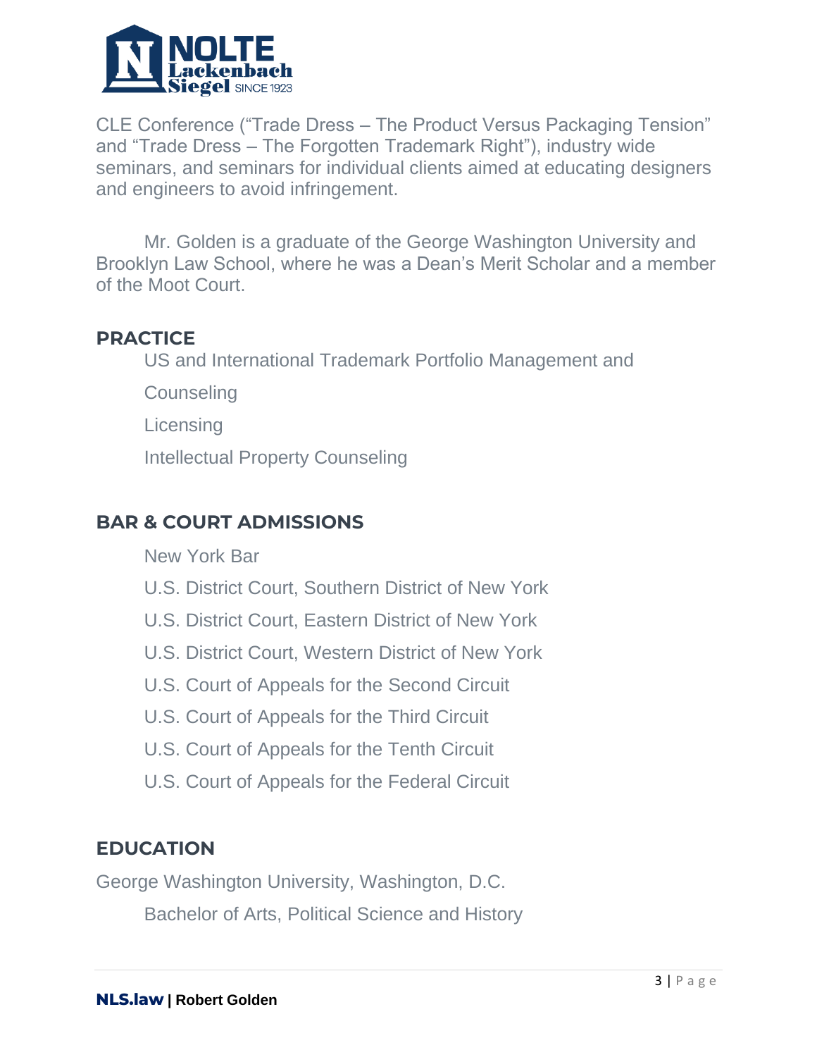CLE Conference ("Trade Dress – The Product Versus Packaging Tension" and "Trade Dress – The Forgotten Trademark Right"), industry wide seminars, and seminars for individual clients aimed at educating designers and engineers to avoid infringement.

Mr. Golden is a graduate of the George Washington University and Brooklyn Law School, where he was a Dean's Merit Scholar and a member of the Moot Court.

## PRACTICE

US and International Trademark Portfolio Management and

Counseling

Licensing

Intellectual Property Counseling

## BAR & COURT ADMISSIONS

New York Bar

U.S. District Court, Southern District of New York

U.S. District Court, Eastern District of New York

U.S. District Court, Western District of New York

U.S. Court of Appeals for the Second Circuit

U.S. Court of Appeals for the Third Circuit

U.S. Court of Appeals for the Tenth Circuit

U.S. Court of Appeals for the Federal Circuit

## EDUCATION

George Washington University, Washington, D.C.

Bachelor of Arts, Political Science and History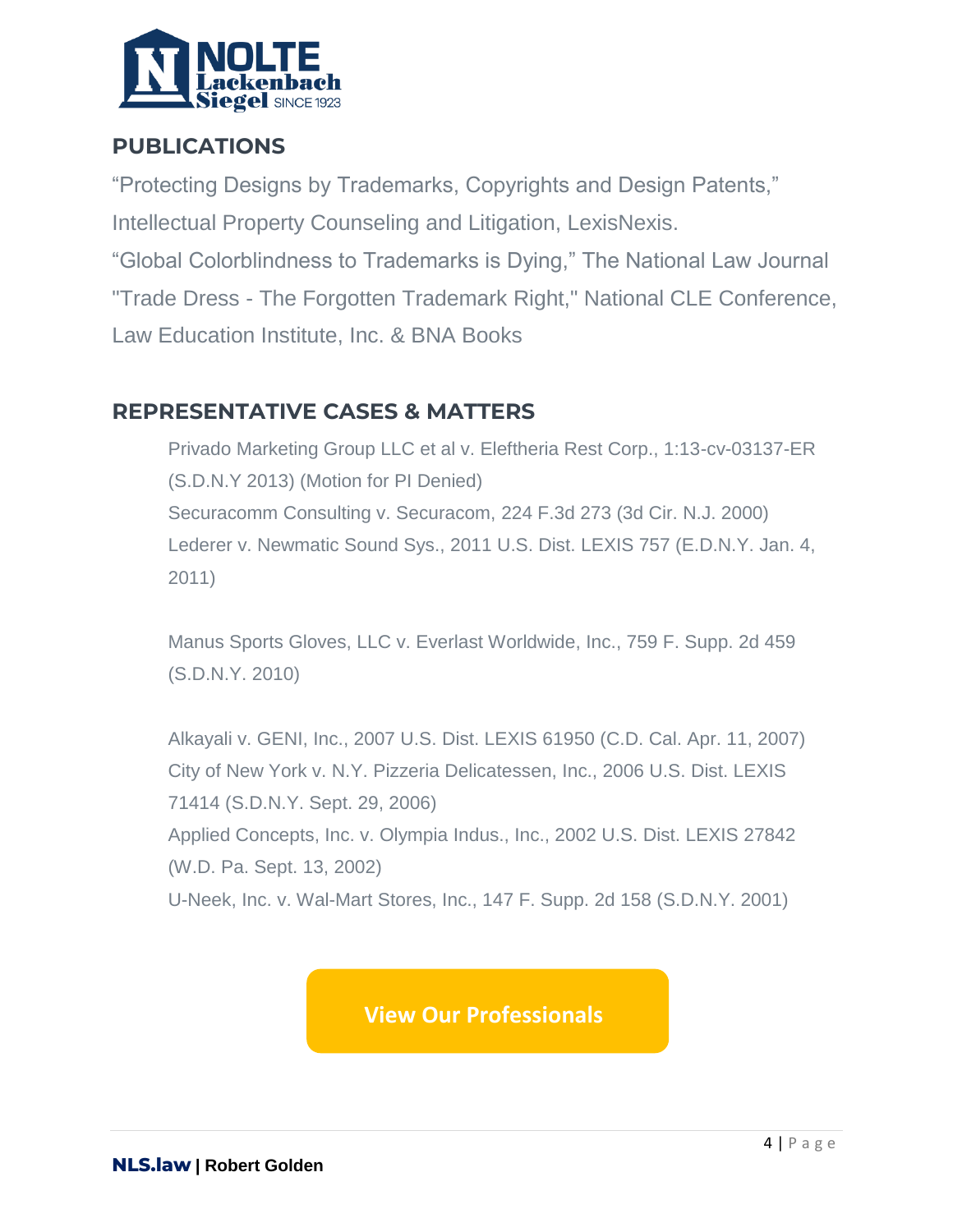## PUBLICATIONS

"Protecting Designs by Trademarks, Copyrights and Design Patents," Intellectual Property Counseling and Litigation, LexisNexis.

"Global Colorblindness to Trademarks is Dying," The National Law Journal

"Trade Dress - The Forgotten Trademark Right," National CLE Conference, Law Education Institute, Inc. & BNA Books

## REPRESENTATIVE CASES & MATTERS

Privado Marketing Group LLC et al v. Eleftheria Rest Corp., 1:13-cv-03137-ER (S.D.N.Y 2013) (Motion for PI Denied)

Securacomm Consulting v. Securacom, 224 F.3d 273 (3d Cir. N.J. 2000)

Lederer v. Newmatic Sound Sys., 2011 U.S. Dist. LEXIS 757 (E.D.N.Y. Jan. 4, 2011)

Manus Sports Gloves, LLC v. Everlast Worldwide, Inc., 759 F. Supp. 2d 459 (S.D.N.Y. 2010)

Alkayali v. GENI, Inc., 2007 U.S. Dist. LEXIS 61950 (C.D. Cal. Apr. 11, 2007)

City of New York v. N.Y. Pizzeria Delicatessen, Inc., 2006 U.S. Dist. LEXIS 71414 (S.D.N.Y. Sept. 29, 2006)

Applied Concepts, Inc. v. Olympia Indus., Inc., 2002 U.S. Dist. LEXIS 27842 (W.D. Pa. Sept. 13, 2002)

U-Neek, Inc. v. Wal-Mart Stores, Inc., 147 F. Supp. 2d 158 (S.D.N.Y. 2001)

View Our Professionals